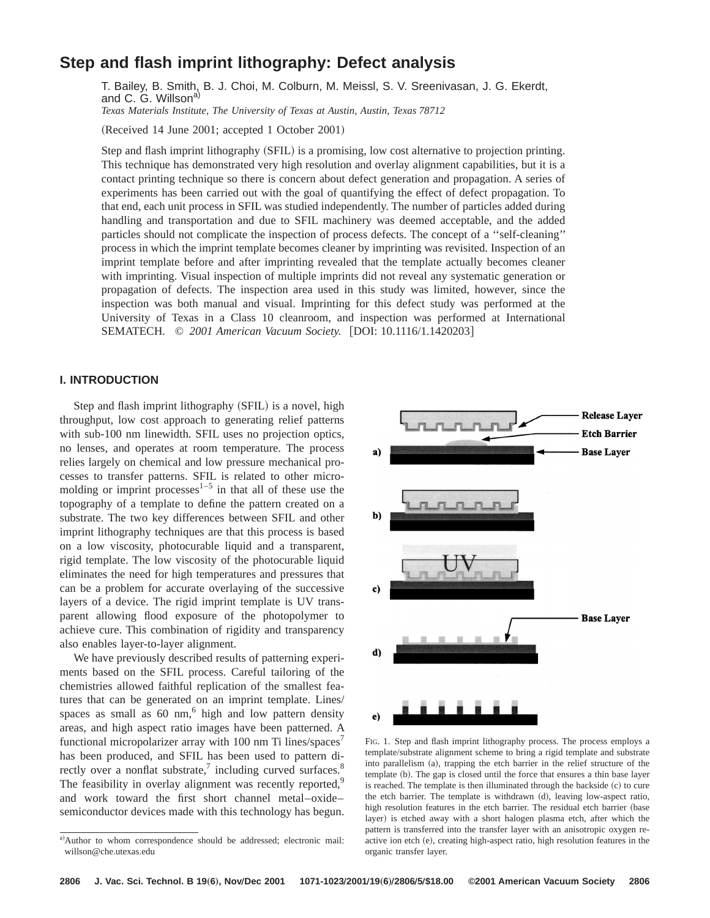# Step and flash imprint lithography: Defect analysis

T. Bailey, B. Smith, B. J. Choi, M. Colburn, M. Meissl, S. V. Sreenivasan, J. G. Ekerdt, and C. G. Willson[a]

*Texas Materials Institute, The University of Texas at Austin, Austin, Texas 78712*

(Received 14 June 2001; accepted 1 October 2001)

Step and flash imprint lithography (SFIL) is a promising, low cost alternative to projection printing. This technique has demonstrated very high resolution and overlay alignment capabilities, but it is a contact printing technique so there is concern about defect generation and propagation. A series of experiments has been carried out with the goal of quantifying the effect of defect propagation. To that end, each unit process in SFIL was studied independently. The number of particles added during handling and transportation and due to SFIL machinery was deemed acceptable, and the added particles should not complicate the inspection of process defects. The concept of a ''self-cleaning'' process in which the imprint template becomes cleaner by imprinting was revisited. Inspection of an imprint template before and after imprinting revealed that the template actually becomes cleaner with imprinting. Visual inspection of multiple imprints did not reveal any systematic generation or propagation of defects. The inspection area used in this study was limited, however, since the inspection was both manual and visual. Imprinting for this defect study was performed at the University of Texas in a Class 10 cleanroom, and inspection was performed at International SEMATECH. © *2001 American Vacuum Society.* [DOI: 10.1116/1.1420203]

## I. INTRODUCTION

Step and flash imprint lithography (SFIL) is a novel, high throughput, low cost approach to generating relief patterns with sub-100 nm linewidth. SFIL uses no projection optics, no lenses, and operates at room temperature. The process relies largely on chemical and low pressure mechanical processes to transfer patterns. SFIL is related to other micromolding or imprint processes[1–5] in that all of these use the topography of a template to define the pattern created on a substrate. The two key differences between SFIL and other imprint lithography techniques are that this process is based on a low viscosity, photocurable liquid and a transparent, rigid template. The low viscosity of the photocurable liquid eliminates the need for high temperatures and pressures that can be a problem for accurate overlaying of the successive layers of a device. The rigid imprint template is UV transparent allowing flood exposure of the photopolymer to achieve cure. This combination of rigidity and transparency also enables layer-to-layer alignment.

We have previously described results of patterning experiments based on the SFIL process. Careful tailoring of the chemistries allowed faithful replication of the smallest features that can be generated on an imprint template. Lines/spaces as small as 60 nm,[6] high and low pattern density areas, and high aspect ratio images have been patterned. A functional micropolarizer array with 100 nm Ti lines/spaces[7] has been produced, and SFIL has been used to pattern directly over a nonflat substrate,[7] including curved surfaces.[8] The feasibility in overlay alignment was recently reported,[9] and work toward the first short channel metal–oxide–semiconductor devices made with this technology has begun.

Release Layer

Etch Barrier

Base Layer

a)

b)

UV

c)

Base Layer

d)

e)

FIG. 1. Step and flash imprint lithography process. The process employs a template/substrate alignment scheme to bring a rigid template and substrate into parallelism (a), trapping the etch barrier in the relief structure of the template (b). The gap is closed until the force that ensures a thin base layer is reached. The template is then illuminated through the backside (c) to cure the etch barrier. The template is withdrawn (d), leaving low-aspect ratio, high resolution features in the etch barrier. The residual etch barrier (base layer) is etched away with a short halogen plasma etch, after which the pattern is transferred into the transfer layer with an anisotropic oxygen reactive ion etch (e), creating high-aspect ratio, high resolution features in the organic transfer layer.

[a]Author to whom correspondence should be addressed; electronic mail: willson@che.utexas.edu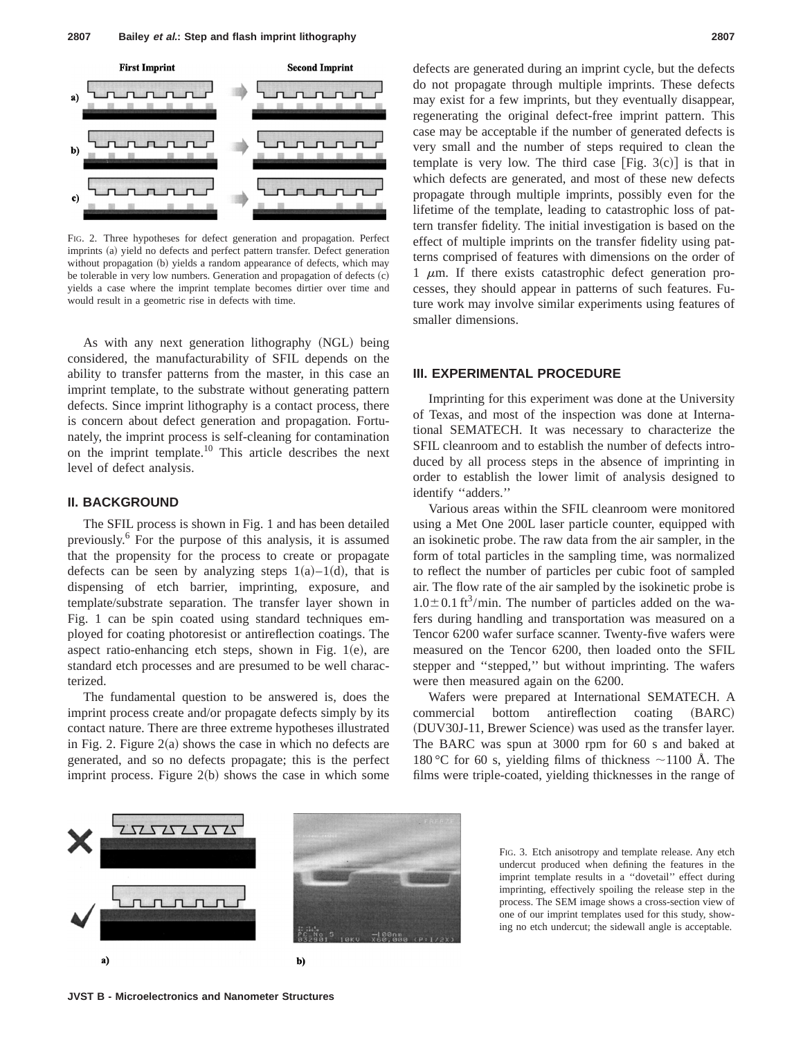First Imprint

Second Imprint

a)

b)

c)

FIG. 2. Three hypotheses for defect generation and propagation. Perfect imprints (a) yield no defects and perfect pattern transfer. Defect generation without propagation (b) yields a random appearance of defects, which may be tolerable in very low numbers. Generation and propagation of defects (c) yields a case where the imprint template becomes dirtier over time and would result in a geometric rise in defects with time.

As with any next generation lithography (NGL) being considered, the manufacturability of SFIL depends on the ability to transfer patterns from the master, in this case an imprint template, to the substrate without generating pattern defects. Since imprint lithography is a contact process, there is concern about defect generation and propagation. Fortunately, the imprint process is self-cleaning for contamination on the imprint template.[10] This article describes the next level of defect analysis.

## II. BACKGROUND

The SFIL process is shown in Fig. 1 and has been detailed previously.[6] For the purpose of this analysis, it is assumed that the propensity for the process to create or propagate defects can be seen by analyzing steps 1(a)–1(d), that is dispensing of etch barrier, imprinting, exposure, and template/substrate separation. The transfer layer shown in Fig. 1 can be spin coated using standard techniques employed for coating photoresist or antireflection coatings. The aspect ratio-enhancing etch steps, shown in Fig. 1(e), are standard etch processes and are presumed to be well characterized.

The fundamental question to be answered is, does the imprint process create and/or propagate defects simply by its contact nature. There are three extreme hypotheses illustrated in Fig. 2. Figure 2(a) shows the case in which no defects are generated, and so no defects propagate; this is the perfect imprint process. Figure 2(b) shows the case in which some defects are generated during an imprint cycle, but the defects do not propagate through multiple imprints. These defects may exist for a few imprints, but they eventually disappear, regenerating the original defect-free imprint pattern. This case may be acceptable if the number of generated defects is very small and the number of steps required to clean the template is very low. The third case [Fig. 3(c)] is that in which defects are generated, and most of these new defects propagate through multiple imprints, possibly even for the lifetime of the template, leading to catastrophic loss of pattern transfer fidelity. The initial investigation is based on the effect of multiple imprints on the transfer fidelity using patterns comprised of features with dimensions on the order of 1 $\mu$m. If there exists catastrophic defect generation processes, they should appear in patterns of such features. Future work may involve similar experiments using features of smaller dimensions.

## III. EXPERIMENTAL PROCEDURE

Imprinting for this experiment was done at the University of Texas, and most of the inspection was done at International SEMATECH. It was necessary to characterize the SFIL cleanroom and to establish the number of defects introduced by all process steps in the absence of imprinting in order to establish the lower limit of analysis designed to identify "adders."

Various areas within the SFIL cleanroom were monitored using a Met One 200L laser particle counter, equipped with an isokinetic probe. The raw data from the air sampler, in the form of total particles in the sampling time, was normalized to reflect the number of particles per cubic foot of sampled air. The flow rate of the air sampled by the isokinetic probe is $1.0 \pm 0.1\ \mathrm{ft}^3/\mathrm{min}$. The number of particles added on the wafers during handling and transportation was measured on a Tencor 6200 wafer surface scanner. Twenty-five wafers were measured on the Tencor 6200, then loaded onto the SFIL stepper and "stepped," but without imprinting. The wafers were then measured again on the 6200.

Wafers were prepared at International SEMATECH. A commercial bottom antireflection coating (BARC) (DUV30J-11, Brewer Science) was used as the transfer layer. The BARC was spun at 3000 rpm for 60 s and baked at 180 °C for 60 s, yielding films of thickness ~1100 Å. The films were triple-coated, yielding thicknesses in the range of

a)

b)

FIG. 3. Etch anisotropy and template release. Any etch undercut produced when defining the features in the imprint template results in a "dovetail" effect during imprinting, effectively spoiling the release step in the process. The SEM image shows a cross-section view of one of our imprint templates used for this study, showing no etch undercut; the sidewall angle is acceptable.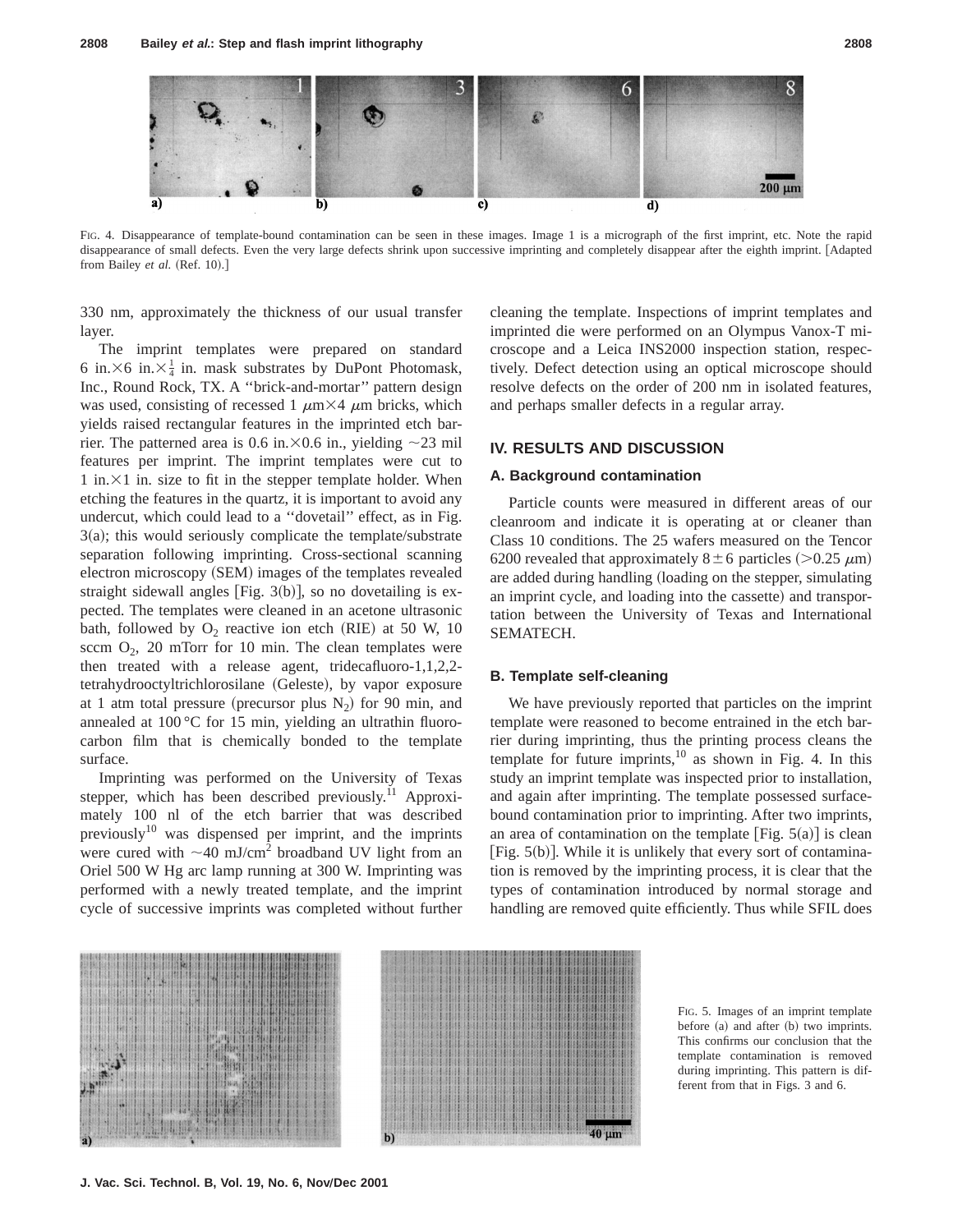FIG. 4. Disappearance of template-bound contamination can be seen in these images. Image 1 is a micrograph of the first imprint, etc. Note the rapid disappearance of small defects. Even the very large defects shrink upon successive imprinting and completely disappear after the eighth imprint. [Adapted from Bailey *et al.* (Ref. 10).]

330 nm, approximately the thickness of our usual transfer layer.

The imprint templates were prepared on standard 6 in.×6 in.×$\frac{1}{4}$ in. mask substrates by DuPont Photomask, Inc., Round Rock, TX. A ''brick-and-mortar'' pattern design was used, consisting of recessed 1 $\mu$m×4 $\mu$m bricks, which yields raised rectangular features in the imprinted etch barrier. The patterned area is 0.6 in.×0.6 in., yielding ~23 mil features per imprint. The imprint templates were cut to 1 in.×1 in. size to fit in the stepper template holder. When etching the features in the quartz, it is important to avoid any undercut, which could lead to a ''dovetail'' effect, as in Fig. 3(a); this would seriously complicate the template/substrate separation following imprinting. Cross-sectional scanning electron microscopy (SEM) images of the templates revealed straight sidewall angles [Fig. 3(b)], so no dovetailing is expected. The templates were cleaned in an acetone ultrasonic bath, followed by $O_2$ reactive ion etch (RIE) at 50 W, 10 sccm $O_2$, 20 mTorr for 10 min. The clean templates were then treated with a release agent, tridecafluoro-1,1,2,2-tetrahydrooctyltrichlorosilane (Geleste), by vapor exposure at 1 atm total pressure (precursor plus $N_2$) for 90 min, and annealed at 100 °C for 15 min, yielding an ultrathin fluorocarbon film that is chemically bonded to the template surface.

Imprinting was performed on the University of Texas stepper, which has been described previously.[11] Approximately 100 nl of the etch barrier that was described previously[10] was dispensed per imprint, and the imprints were cured with ~40 mJ/cm$^2$ broadband UV light from an Oriel 500 W Hg arc lamp running at 300 W. Imprinting was performed with a newly treated template, and the imprint cycle of successive imprints was completed without further cleaning the template. Inspections of imprint templates and imprinted die were performed on an Olympus Vanox-T microscope and a Leica INS2000 inspection station, respectively. Defect detection using an optical microscope should resolve defects on the order of 200 nm in isolated features, and perhaps smaller defects in a regular array.

## IV. RESULTS AND DISCUSSION

### A. Background contamination

Particle counts were measured in different areas of our cleanroom and indicate it is operating at or cleaner than Class 10 conditions. The 25 wafers measured on the Tencor 6200 revealed that approximately 8±6 particles (>0.25 $\mu$m) are added during handling (loading on the stepper, simulating an imprint cycle, and loading into the cassette) and transportation between the University of Texas and International SEMATECH.

### B. Template self-cleaning

We have previously reported that particles on the imprint template were reasoned to become entrained in the etch barrier during imprinting, thus the printing process cleans the template for future imprints,[10] as shown in Fig. 4. In this study an imprint template was inspected prior to installation, and again after imprinting. The template possessed surface-bound contamination prior to imprinting. After two imprints, an area of contamination on the template [Fig. 5(a)] is clean [Fig. 5(b)]. While it is unlikely that every sort of contamination is removed by the imprinting process, it is clear that the types of contamination introduced by normal storage and handling are removed quite efficiently. Thus while SFIL does

FIG. 5. Images of an imprint template before (a) and after (b) two imprints. This confirms our conclusion that the template contamination is removed during imprinting. This pattern is different from that in Figs. 3 and 6.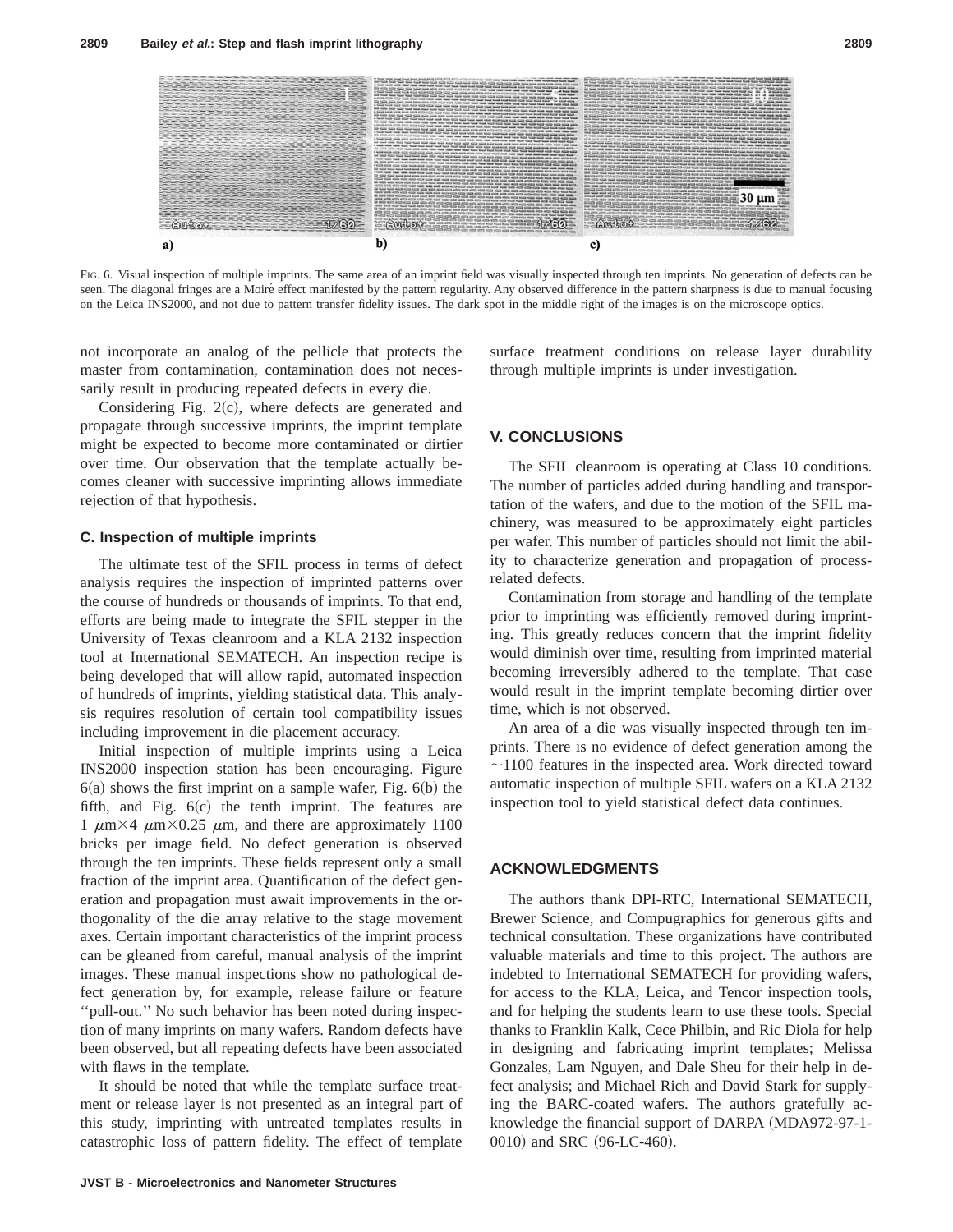FIG. 6. Visual inspection of multiple imprints. The same area of an imprint field was visually inspected through ten imprints. No generation of defects can be seen. The diagonal fringes are a Moiré effect manifested by the pattern regularity. Any observed difference in the pattern sharpness is due to manual focusing on the Leica INS2000, and not due to pattern transfer fidelity issues. The dark spot in the middle right of the images is on the microscope optics.

not incorporate an analog of the pellicle that protects the master from contamination, contamination does not necessarily result in producing repeated defects in every die.

Considering Fig. 2(c), where defects are generated and propagate through successive imprints, the imprint template might be expected to become more contaminated or dirtier over time. Our observation that the template actually becomes cleaner with successive imprinting allows immediate rejection of that hypothesis.

### C. Inspection of multiple imprints

The ultimate test of the SFIL process in terms of defect analysis requires the inspection of imprinted patterns over the course of hundreds or thousands of imprints. To that end, efforts are being made to integrate the SFIL stepper in the University of Texas cleanroom and a KLA 2132 inspection tool at International SEMATECH. An inspection recipe is being developed that will allow rapid, automated inspection of hundreds of imprints, yielding statistical data. This analysis requires resolution of certain tool compatibility issues including improvement in die placement accuracy.

Initial inspection of multiple imprints using a Leica INS2000 inspection station has been encouraging. Figure 6(a) shows the first imprint on a sample wafer, Fig. 6(b) the fifth, and Fig. 6(c) the tenth imprint. The features are 1 $\mu$m$\times$4 $\mu$m$\times$0.25 $\mu$m, and there are approximately 1100 bricks per image field. No defect generation is observed through the ten imprints. These fields represent only a small fraction of the imprint area. Quantification of the defect generation and propagation must await improvements in the orthogonality of the die array relative to the stage movement axes. Certain important characteristics of the imprint process can be gleaned from careful, manual analysis of the imprint images. These manual inspections show no pathological defect generation by, for example, release failure or feature "pull-out." No such behavior has been noted during inspection of many imprints on many wafers. Random defects have been observed, but all repeating defects have been associated with flaws in the template.

It should be noted that while the template surface treatment or release layer is not presented as an integral part of this study, imprinting with untreated templates results in catastrophic loss of pattern fidelity. The effect of template surface treatment conditions on release layer durability through multiple imprints is under investigation.

## V. CONCLUSIONS

The SFIL cleanroom is operating at Class 10 conditions. The number of particles added during handling and transportation of the wafers, and due to the motion of the SFIL machinery, was measured to be approximately eight particles per wafer. This number of particles should not limit the ability to characterize generation and propagation of process-related defects.

Contamination from storage and handling of the template prior to imprinting was efficiently removed during imprinting. This greatly reduces concern that the imprint fidelity would diminish over time, resulting from imprinted material becoming irreversibly adhered to the template. That case would result in the imprint template becoming dirtier over time, which is not observed.

An area of a die was visually inspected through ten imprints. There is no evidence of defect generation among the ~1100 features in the inspected area. Work directed toward automatic inspection of multiple SFIL wafers on a KLA 2132 inspection tool to yield statistical defect data continues.

## ACKNOWLEDGMENTS

The authors thank DPI-RTC, International SEMATECH, Brewer Science, and Compugraphics for generous gifts and technical consultation. These organizations have contributed valuable materials and time to this project. The authors are indebted to International SEMATECH for providing wafers, for access to the KLA, Leica, and Tencor inspection tools, and for helping the students learn to use these tools. Special thanks to Franklin Kalk, Cece Philbin, and Ric Diola for help in designing and fabricating imprint templates; Melissa Gonzales, Lam Nguyen, and Dale Sheu for their help in defect analysis; and Michael Rich and David Stark for supplying the BARC-coated wafers. The authors gratefully acknowledge the financial support of DARPA (MDA972-97-1-0010) and SRC (96-LC-460).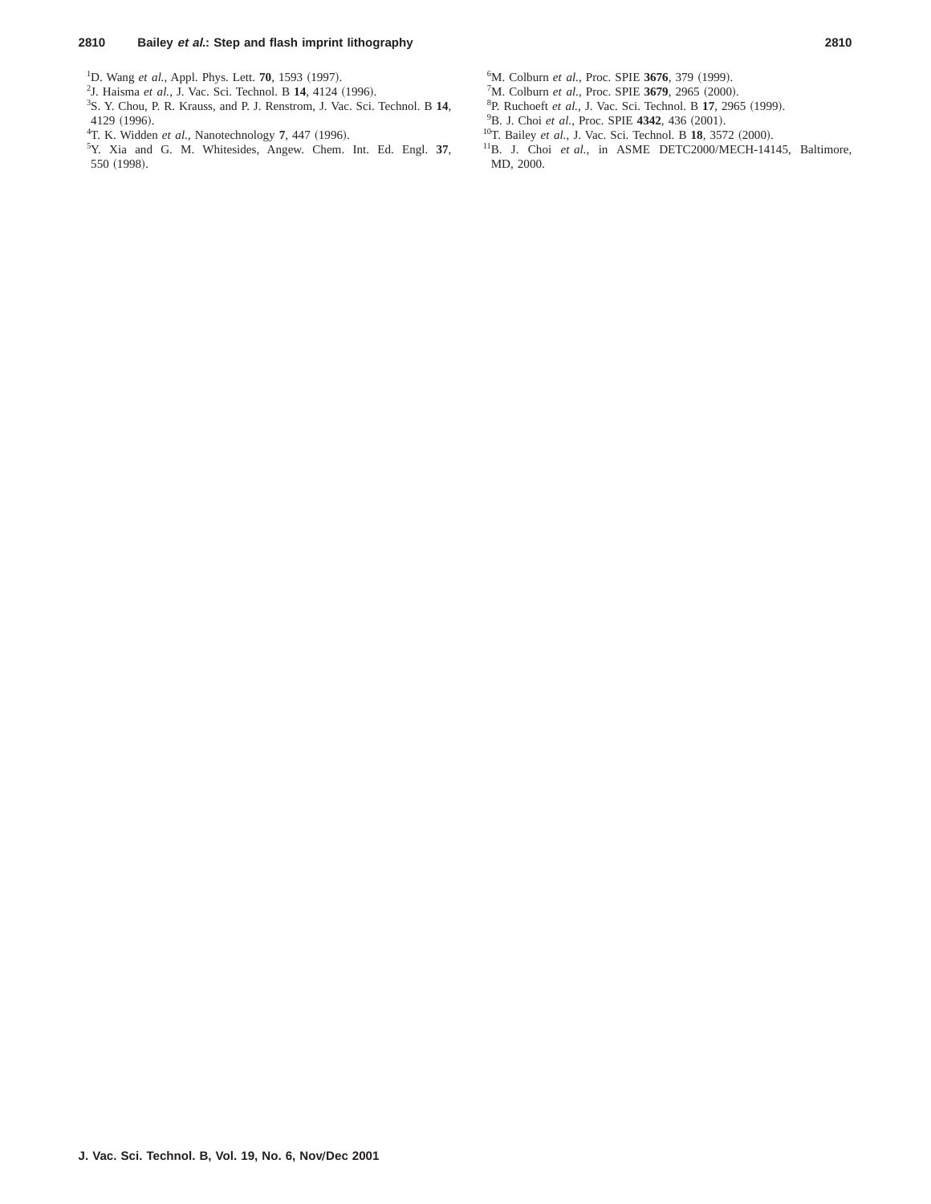[1]D. Wang *et al.*, Appl. Phys. Lett. **70**, 1593 (1997).
[2]J. Haisma *et al.*, J. Vac. Sci. Technol. B **14**, 4124 (1996).
[3]S. Y. Chou, P. R. Krauss, and P. J. Renstrom, J. Vac. Sci. Technol. B **14**, 4129 (1996).
[4]T. K. Widden *et al.*, Nanotechnology **7**, 447 (1996).
[5]Y. Xia and G. M. Whitesides, Angew. Chem. Int. Ed. Engl. **37**, 550 (1998).
[6]M. Colburn *et al.*, Proc. SPIE **3676**, 379 (1999).
[7]M. Colburn *et al.*, Proc. SPIE **3679**, 2965 (2000).
[8]P. Ruchoeft *et al.*, J. Vac. Sci. Technol. B **17**, 2965 (1999).
[9]B. J. Choi *et al.*, Proc. SPIE **4342**, 436 (2001).
[10]T. Bailey *et al.*, J. Vac. Sci. Technol. B **18**, 3572 (2000).
[11]B. J. Choi *et al.*, in ASME DETC2000/MECH-14145, Baltimore, MD, 2000.